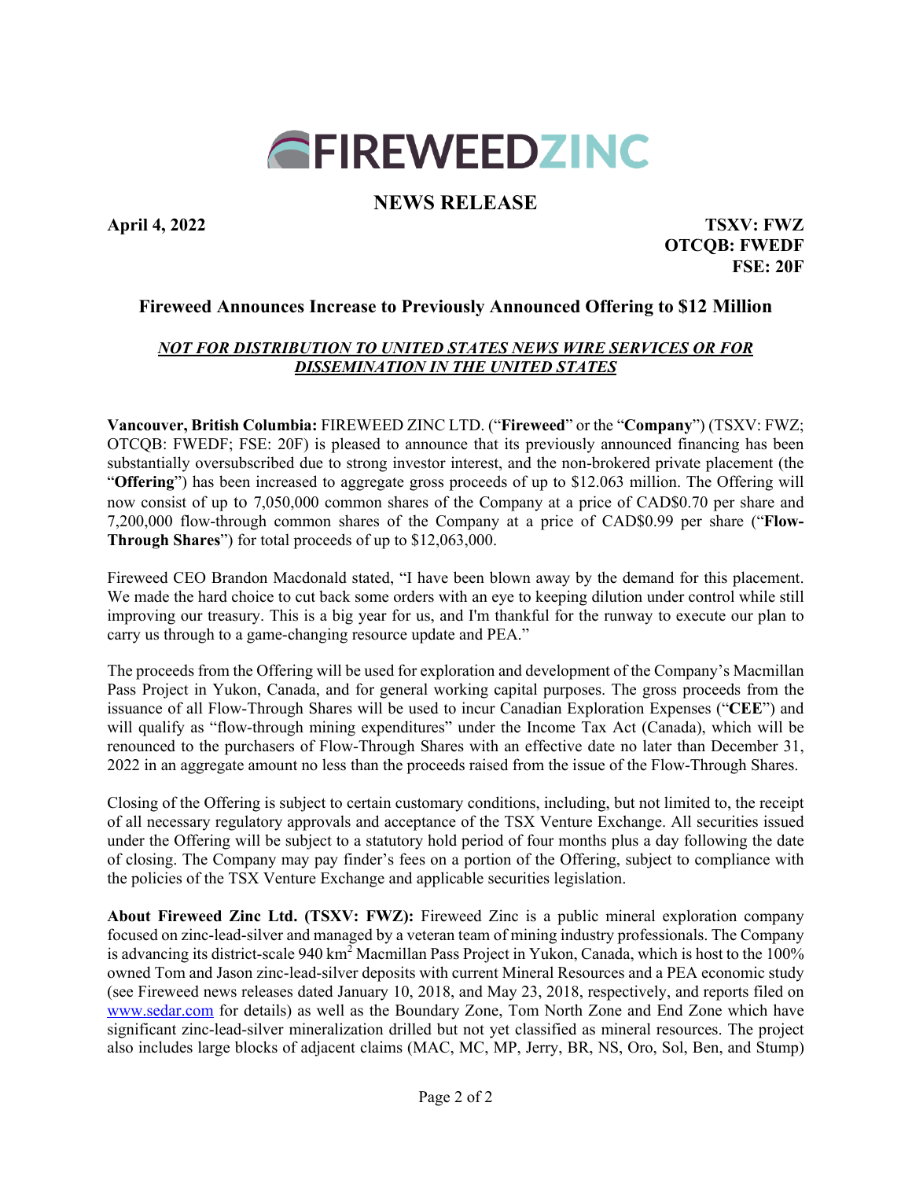FIREWEEDZINC

## NEWS RELEASE

**April 4, 2022**

**TSXV: FWZ**
**OTCQB: FWEDF**
**FSE: 20F**

# Fireweed Announces Increase to Previously Announced Offering to $12 Million

***NOT FOR DISTRIBUTION TO UNITED STATES NEWS WIRE SERVICES OR FOR DISSEMINATION IN THE UNITED STATES***

**Vancouver, British Columbia:** FIREWEED ZINC LTD. ("**Fireweed**" or the "**Company**") (TSXV: FWZ; OTCQB: FWEDF; FSE: 20F) is pleased to announce that its previously announced financing has been substantially oversubscribed due to strong investor interest, and the non-brokered private placement (the "**Offering**") has been increased to aggregate gross proceeds of up to $12.063 million. The Offering will now consist of up to 7,050,000 common shares of the Company at a price of CAD$0.70 per share and 7,200,000 flow-through common shares of the Company at a price of CAD$0.99 per share ("**Flow-Through Shares**") for total proceeds of up to $12,063,000.

Fireweed CEO Brandon Macdonald stated, "I have been blown away by the demand for this placement. We made the hard choice to cut back some orders with an eye to keeping dilution under control while still improving our treasury. This is a big year for us, and I'm thankful for the runway to execute our plan to carry us through to a game-changing resource update and PEA."

The proceeds from the Offering will be used for exploration and development of the Company's Macmillan Pass Project in Yukon, Canada, and for general working capital purposes. The gross proceeds from the issuance of all Flow-Through Shares will be used to incur Canadian Exploration Expenses ("**CEE**") and will qualify as "flow-through mining expenditures" under the Income Tax Act (Canada), which will be renounced to the purchasers of Flow-Through Shares with an effective date no later than December 31, 2022 in an aggregate amount no less than the proceeds raised from the issue of the Flow-Through Shares.

Closing of the Offering is subject to certain customary conditions, including, but not limited to, the receipt of all necessary regulatory approvals and acceptance of the TSX Venture Exchange. All securities issued under the Offering will be subject to a statutory hold period of four months plus a day following the date of closing. The Company may pay finder's fees on a portion of the Offering, subject to compliance with the policies of the TSX Venture Exchange and applicable securities legislation.

**About Fireweed Zinc Ltd. (TSXV: FWZ):** Fireweed Zinc is a public mineral exploration company focused on zinc-lead-silver and managed by a veteran team of mining industry professionals. The Company is advancing its district-scale 940 km$^2$ Macmillan Pass Project in Yukon, Canada, which is host to the 100% owned Tom and Jason zinc-lead-silver deposits with current Mineral Resources and a PEA economic study (see Fireweed news releases dated January 10, 2018, and May 23, 2018, respectively, and reports filed on www.sedar.com for details) as well as the Boundary Zone, Tom North Zone and End Zone which have significant zinc-lead-silver mineralization drilled but not yet classified as mineral resources. The project also includes large blocks of adjacent claims (MAC, MC, MP, Jerry, BR, NS, Oro, Sol, Ben, and Stump)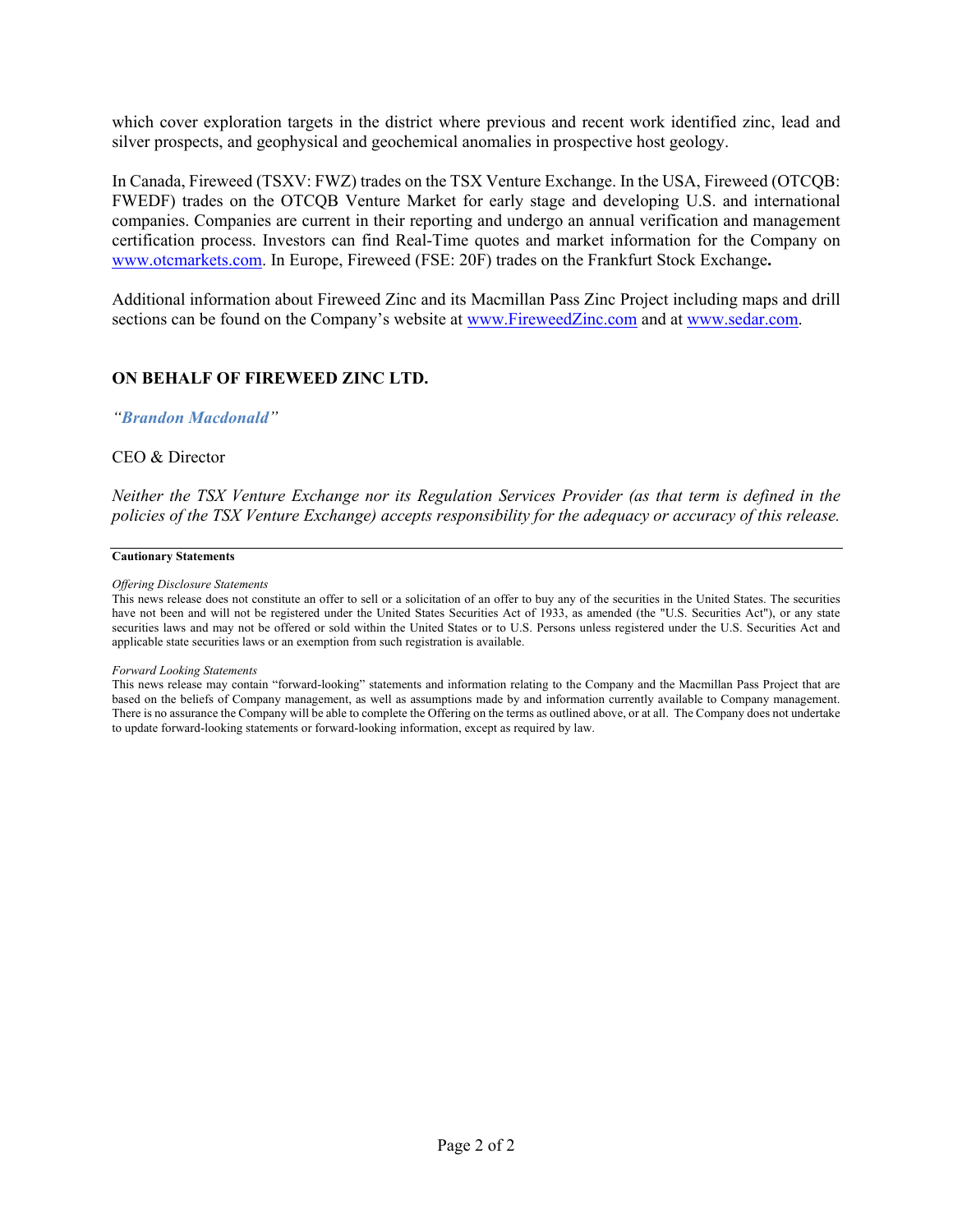which cover exploration targets in the district where previous and recent work identified zinc, lead and silver prospects, and geophysical and geochemical anomalies in prospective host geology.

In Canada, Fireweed (TSXV: FWZ) trades on the TSX Venture Exchange. In the USA, Fireweed (OTCQB: FWEDF) trades on the OTCQB Venture Market for early stage and developing U.S. and international companies. Companies are current in their reporting and undergo an annual verification and management certification process. Investors can find Real-Time quotes and market information for the Company on www.otcmarkets.com. In Europe, Fireweed (FSE: 20F) trades on the Frankfurt Stock Exchange**.**

Additional information about Fireweed Zinc and its Macmillan Pass Zinc Project including maps and drill sections can be found on the Company's website at www.FireweedZinc.com and at www.sedar.com.

**ON BEHALF OF FIREWEED ZINC LTD.**

*"Brandon Macdonald"*

CEO & Director

*Neither the TSX Venture Exchange nor its Regulation Services Provider (as that term is defined in the policies of the TSX Venture Exchange) accepts responsibility for the adequacy or accuracy of this release.*

---

**Cautionary Statements**

*Offering Disclosure Statements*

This news release does not constitute an offer to sell or a solicitation of an offer to buy any of the securities in the United States. The securities have not been and will not be registered under the United States Securities Act of 1933, as amended (the "U.S. Securities Act"), or any state securities laws and may not be offered or sold within the United States or to U.S. Persons unless registered under the U.S. Securities Act and applicable state securities laws or an exemption from such registration is available.

*Forward Looking Statements*

This news release may contain "forward-looking" statements and information relating to the Company and the Macmillan Pass Project that are based on the beliefs of Company management, as well as assumptions made by and information currently available to Company management. There is no assurance the Company will be able to complete the Offering on the terms as outlined above, or at all. The Company does not undertake to update forward-looking statements or forward-looking information, except as required by law.